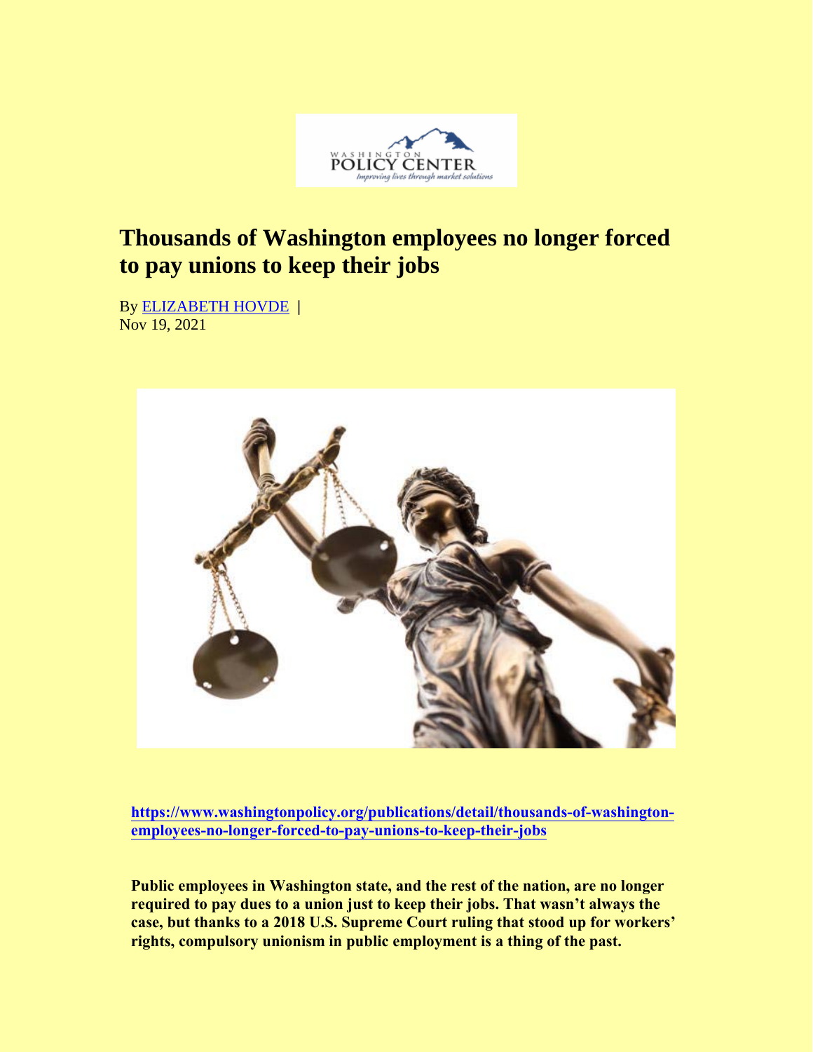# Thousands of Washington employees no longer forced to pay unions to keep their jobs

By [ELIZABETH HOVDE](#) |
Nov 19, 2021

**[https://www.washingtonpolicy.org/publications/detail/thousands-of-washington-employees-no-longer-forced-to-pay-unions-to-keep-their-jobs](https://www.washingtonpolicy.org/publications/detail/thousands-of-washington-employees-no-longer-forced-to-pay-unions-to-keep-their-jobs)**

**Public employees in Washington state, and the rest of the nation, are no longer required to pay dues to a union just to keep their jobs. That wasn't always the case, but thanks to a 2018 U.S. Supreme Court ruling that stood up for workers' rights, compulsory unionism in public employment is a thing of the past.**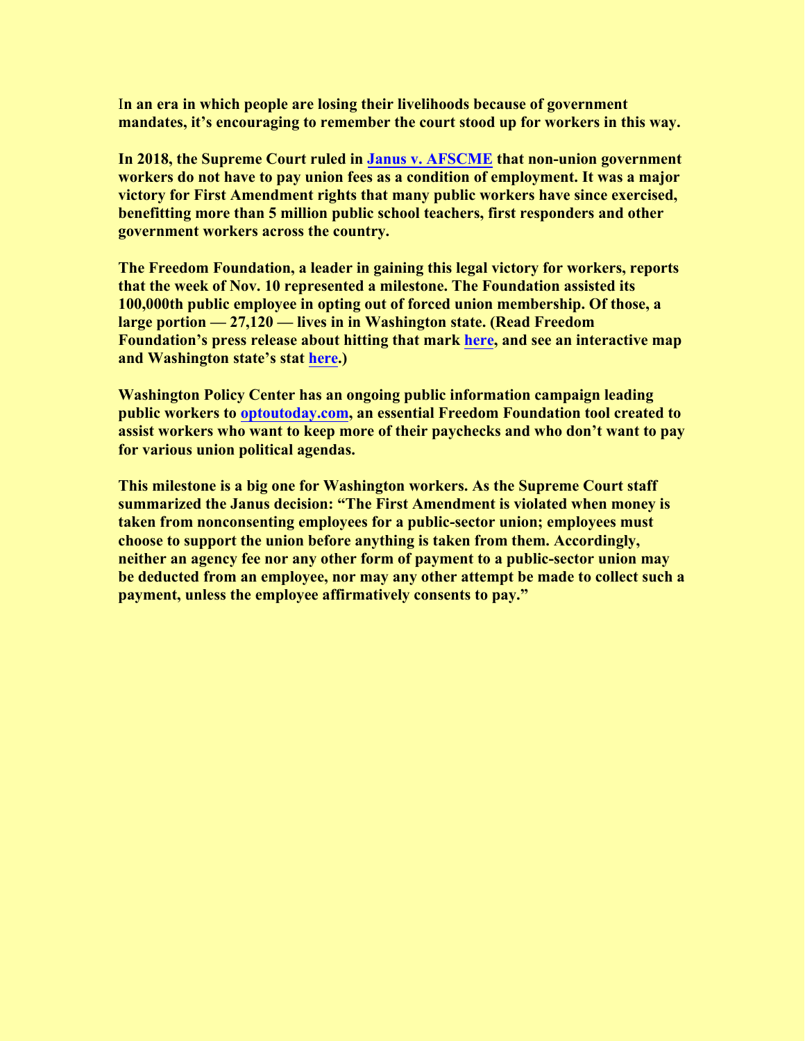**In an era in which people are losing their livelihoods because of government mandates, it's encouraging to remember the court stood up for workers in this way.**

**In 2018, the Supreme Court ruled in [Janus v. AFSCME] that non-union government workers do not have to pay union fees as a condition of employment. It was a major victory for First Amendment rights that many public workers have since exercised, benefitting more than 5 million public school teachers, first responders and other government workers across the country.**

**The Freedom Foundation, a leader in gaining this legal victory for workers, reports that the week of Nov. 10 represented a milestone. The Foundation assisted its 100,000th public employee in opting out of forced union membership. Of those, a large portion — 27,120 — lives in in Washington state. (Read Freedom Foundation's press release about hitting that mark [here], and see an interactive map and Washington state's stat [here].)**

**Washington Policy Center has an ongoing public information campaign leading public workers to [optoutoday.com], an essential Freedom Foundation tool created to assist workers who want to keep more of their paychecks and who don't want to pay for various union political agendas.**

**This milestone is a big one for Washington workers. As the Supreme Court staff summarized the Janus decision: "The First Amendment is violated when money is taken from nonconsenting employees for a public-sector union; employees must choose to support the union before anything is taken from them. Accordingly, neither an agency fee nor any other form of payment to a public-sector union may be deducted from an employee, nor may any other attempt be made to collect such a payment, unless the employee affirmatively consents to pay."**